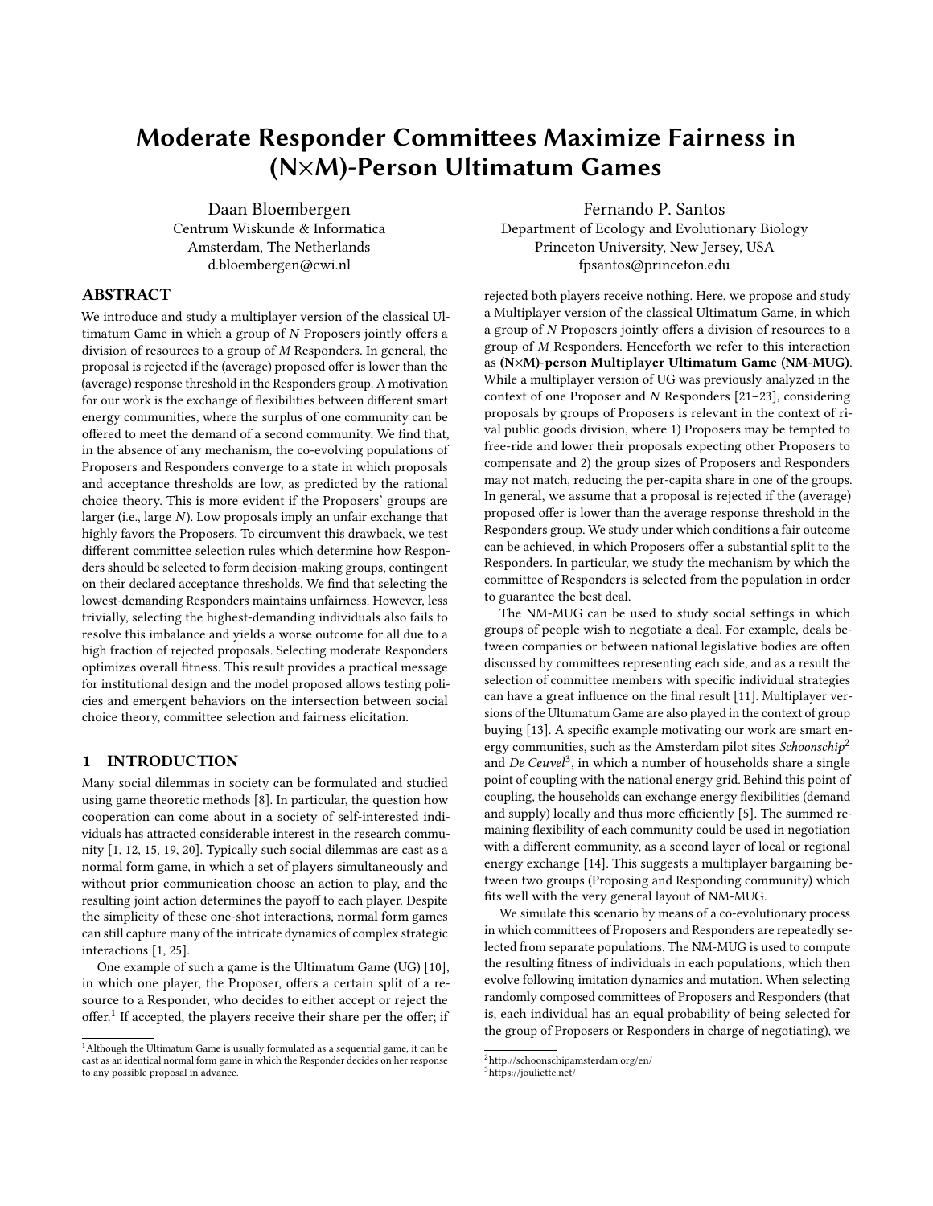# Moderate Responder Committees Maximize Fairness in (N×M)-Person Ultimatum Games

Daan Bloembergen
Centrum Wiskunde & Informatica
Amsterdam, The Netherlands
d.bloembergen@cwi.nl

Fernando P. Santos
Department of Ecology and Evolutionary Biology
Princeton University, New Jersey, USA
fpsantos@princeton.edu

## ABSTRACT

We introduce and study a multiplayer version of the classical Ultimatum Game in which a group of $N$ Proposers jointly offers a division of resources to a group of $M$ Responders. In general, the proposal is rejected if the (average) proposed offer is lower than the (average) response threshold in the Responders group. A motivation for our work is the exchange of flexibilities between different smart energy communities, where the surplus of one community can be offered to meet the demand of a second community. We find that, in the absence of any mechanism, the co-evolving populations of Proposers and Responders converge to a state in which proposals and acceptance thresholds are low, as predicted by the rational choice theory. This is more evident if the Proposers' groups are larger (i.e., large $N$). Low proposals imply an unfair exchange that highly favors the Proposers. To circumvent this drawback, we test different committee selection rules which determine how Responders should be selected to form decision-making groups, contingent on their declared acceptance thresholds. We find that selecting the lowest-demanding Responders maintains unfairness. However, less trivially, selecting the highest-demanding individuals also fails to resolve this imbalance and yields a worse outcome for all due to a high fraction of rejected proposals. Selecting moderate Responders optimizes overall fitness. This result provides a practical message for institutional design and the model proposed allows testing policies and emergent behaviors on the intersection between social choice theory, committee selection and fairness elicitation.

## 1 INTRODUCTION

Many social dilemmas in society can be formulated and studied using game theoretic methods [8]. In particular, the question how cooperation can come about in a society of self-interested individuals has attracted considerable interest in the research community [1, 12, 15, 19, 20]. Typically such social dilemmas are cast as a normal form game, in which a set of players simultaneously and without prior communication choose an action to play, and the resulting joint action determines the payoff to each player. Despite the simplicity of these one-shot interactions, normal form games can still capture many of the intricate dynamics of complex strategic interactions [1, 25].

One example of such a game is the Ultimatum Game (UG) [10], in which one player, the Proposer, offers a certain split of a resource to a Responder, who decides to either accept or reject the offer.[1] If accepted, the players receive their share per the offer; if rejected both players receive nothing. Here, we propose and study a Multiplayer version of the classical Ultimatum Game, in which a group of $N$ Proposers jointly offers a division of resources to a group of $M$ Responders. Henceforth we refer to this interaction as **(N×M)-person Multiplayer Ultimatum Game (NM-MUG)**. While a multiplayer version of UG was previously analyzed in the context of one Proposer and $N$ Responders [21–23], considering proposals by groups of Proposers is relevant in the context of rival public goods division, where 1) Proposers may be tempted to free-ride and lower their proposals expecting other Proposers to compensate and 2) the group sizes of Proposers and Responders may not match, reducing the per-capita share in one of the groups. In general, we assume that a proposal is rejected if the (average) proposed offer is lower than the average response threshold in the Responders group. We study under which conditions a fair outcome can be achieved, in which Proposers offer a substantial split to the Responders. In particular, we study the mechanism by which the committee of Responders is selected from the population in order to guarantee the best deal.

The NM-MUG can be used to study social settings in which groups of people wish to negotiate a deal. For example, deals between companies or between national legislative bodies are often discussed by committees representing each side, and as a result the selection of committee members with specific individual strategies can have a great influence on the final result [11]. Multiplayer versions of the Ultumatum Game are also played in the context of group buying [13]. A specific example motivating our work are smart energy communities, such as the Amsterdam pilot sites *Schoonschip*[2] and *De Ceuvel*[3], in which a number of households share a single point of coupling with the national energy grid. Behind this point of coupling, the households can exchange energy flexibilities (demand and supply) locally and thus more efficiently [5]. The summed remaining flexibility of each community could be used in negotiation with a different community, as a second layer of local or regional energy exchange [14]. This suggests a multiplayer bargaining between two groups (Proposing and Responding community) which fits well with the very general layout of NM-MUG.

We simulate this scenario by means of a co-evolutionary process in which committees of Proposers and Responders are repeatedly selected from separate populations. The NM-MUG is used to compute the resulting fitness of individuals in each populations, which then evolve following imitation dynamics and mutation. When selecting randomly composed committees of Proposers and Responders (that is, each individual has an equal probability of being selected for the group of Proposers or Responders in charge of negotiating), we

[1] Although the Ultimatum Game is usually formulated as a sequential game, it can be cast as an identical normal form game in which the Responder decides on her response to any possible proposal in advance.

[2] http://schoonschipamsterdam.org/en/

[3] https://jouliette.net/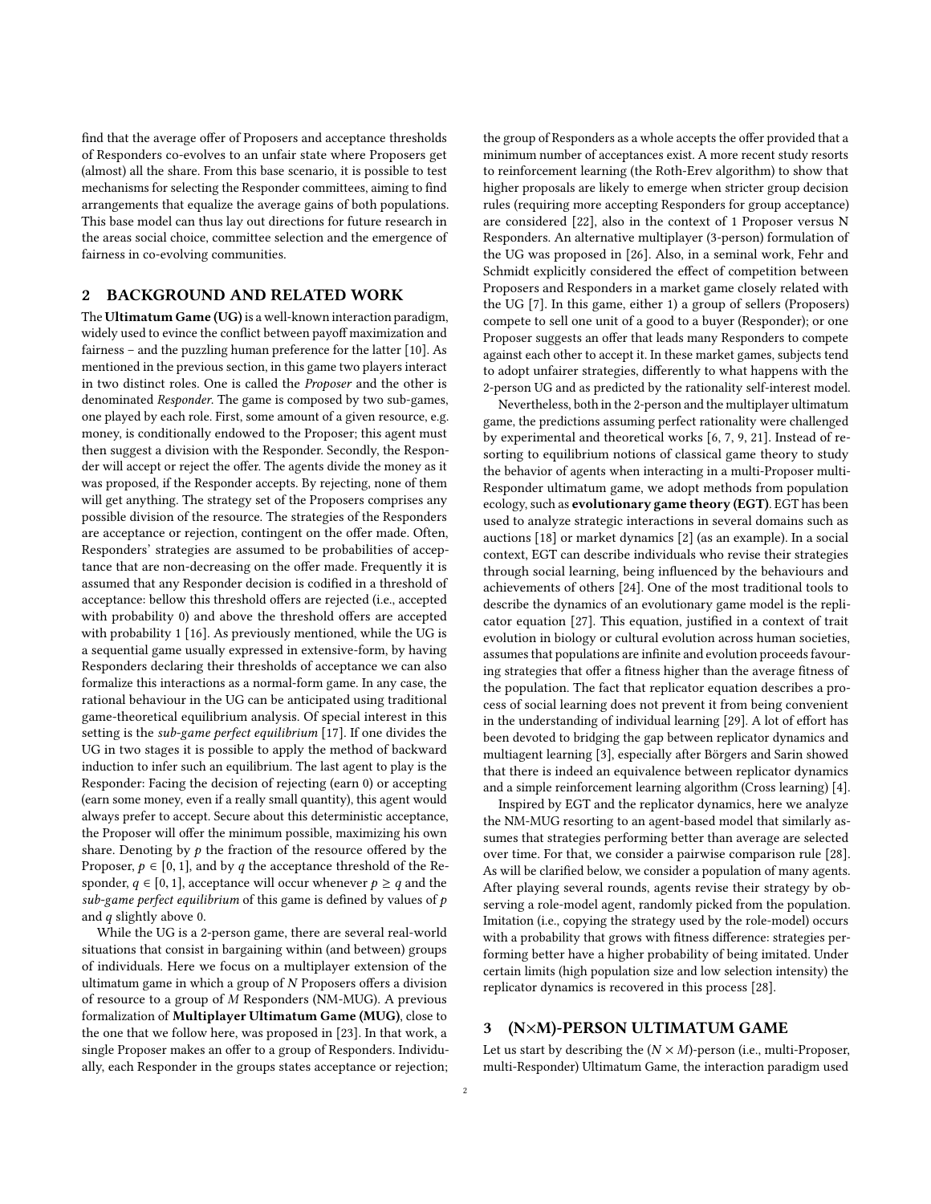find that the average offer of Proposers and acceptance thresholds of Responders co-evolves to an unfair state where Proposers get (almost) all the share. From this base scenario, it is possible to test mechanisms for selecting the Responder committees, aiming to find arrangements that equalize the average gains of both populations. This base model can thus lay out directions for future research in the areas social choice, committee selection and the emergence of fairness in co-evolving communities.

## 2 BACKGROUND AND RELATED WORK

The **Ultimatum Game (UG)** is a well-known interaction paradigm, widely used to evince the conflict between payoff maximization and fairness – and the puzzling human preference for the latter [10]. As mentioned in the previous section, in this game two players interact in two distinct roles. One is called the *Proposer* and the other is denominated *Responder*. The game is composed by two sub-games, one played by each role. First, some amount of a given resource, e.g. money, is conditionally endowed to the Proposer; this agent must then suggest a division with the Responder. Secondly, the Responder will accept or reject the offer. The agents divide the money as it was proposed, if the Responder accepts. By rejecting, none of them will get anything. The strategy set of the Proposers comprises any possible division of the resource. The strategies of the Responders are acceptance or rejection, contingent on the offer made. Often, Responders' strategies are assumed to be probabilities of acceptance that are non-decreasing on the offer made. Frequently it is assumed that any Responder decision is codified in a threshold of acceptance: bellow this threshold offers are rejected (i.e., accepted with probability 0) and above the threshold offers are accepted with probability 1 [16]. As previously mentioned, while the UG is a sequential game usually expressed in extensive-form, by having Responders declaring their thresholds of acceptance we can also formalize this interactions as a normal-form game. In any case, the rational behaviour in the UG can be anticipated using traditional game-theoretical equilibrium analysis. Of special interest in this setting is the *sub-game perfect equilibrium* [17]. If one divides the UG in two stages it is possible to apply the method of backward induction to infer such an equilibrium. The last agent to play is the Responder: Facing the decision of rejecting (earn 0) or accepting (earn some money, even if a really small quantity), this agent would always prefer to accept. Secure about this deterministic acceptance, the Proposer will offer the minimum possible, maximizing his own share. Denoting by $p$ the fraction of the resource offered by the Proposer, $p \in [0, 1]$, and by $q$ the acceptance threshold of the Responder, $q \in [0, 1]$, acceptance will occur whenever $p \geq q$ and the *sub-game perfect equilibrium* of this game is defined by values of $p$ and $q$ slightly above 0.

While the UG is a 2-person game, there are several real-world situations that consist in bargaining within (and between) groups of individuals. Here we focus on a multiplayer extension of the ultimatum game in which a group of $N$ Proposers offers a division of resource to a group of $M$ Responders (NM-MUG). A previous formalization of **Multiplayer Ultimatum Game (MUG)**, close to the one that we follow here, was proposed in [23]. In that work, a single Proposer makes an offer to a group of Responders. Individually, each Responder in the groups states acceptance or rejection; the group of Responders as a whole accepts the offer provided that a minimum number of acceptances exist. A more recent study resorts to reinforcement learning (the Roth-Erev algorithm) to show that higher proposals are likely to emerge when stricter group decision rules (requiring more accepting Responders for group acceptance) are considered [22], also in the context of 1 Proposer versus N Responders. An alternative multiplayer (3-person) formulation of the UG was proposed in [26]. Also, in a seminal work, Fehr and Schmidt explicitly considered the effect of competition between Proposers and Responders in a market game closely related with the UG [7]. In this game, either 1) a group of sellers (Proposers) compete to sell one unit of a good to a buyer (Responder); or one Proposer suggests an offer that leads many Responders to compete against each other to accept it. In these market games, subjects tend to adopt unfairer strategies, differently to what happens with the 2-person UG and as predicted by the rationality self-interest model.

Nevertheless, both in the 2-person and the multiplayer ultimatum game, the predictions assuming perfect rationality were challenged by experimental and theoretical works [6, 7, 9, 21]. Instead of resorting to equilibrium notions of classical game theory to study the behavior of agents when interacting in a multi-Proposer multi-Responder ultimatum game, we adopt methods from population ecology, such as **evolutionary game theory (EGT)**. EGT has been used to analyze strategic interactions in several domains such as auctions [18] or market dynamics [2] (as an example). In a social context, EGT can describe individuals who revise their strategies through social learning, being influenced by the behaviours and achievements of others [24]. One of the most traditional tools to describe the dynamics of an evolutionary game model is the replicator equation [27]. This equation, justified in a context of trait evolution in biology or cultural evolution across human societies, assumes that populations are infinite and evolution proceeds favouring strategies that offer a fitness higher than the average fitness of the population. The fact that replicator equation describes a process of social learning does not prevent it from being convenient in the understanding of individual learning [29]. A lot of effort has been devoted to bridging the gap between replicator dynamics and multiagent learning [3], especially after Börgers and Sarin showed that there is indeed an equivalence between replicator dynamics and a simple reinforcement learning algorithm (Cross learning) [4].

Inspired by EGT and the replicator dynamics, here we analyze the NM-MUG resorting to an agent-based model that similarly assumes that strategies performing better than average are selected over time. For that, we consider a pairwise comparison rule [28]. As will be clarified below, we consider a population of many agents. After playing several rounds, agents revise their strategy by observing a role-model agent, randomly picked from the population. Imitation (i.e., copying the strategy used by the role-model) occurs with a probability that grows with fitness difference: strategies performing better have a higher probability of being imitated. Under certain limits (high population size and low selection intensity) the replicator dynamics is recovered in this process [28].

## 3 (N×M)-PERSON ULTIMATUM GAME

Let us start by describing the $(N \times M)$-person (i.e., multi-Proposer, multi-Responder) Ultimatum Game, the interaction paradigm used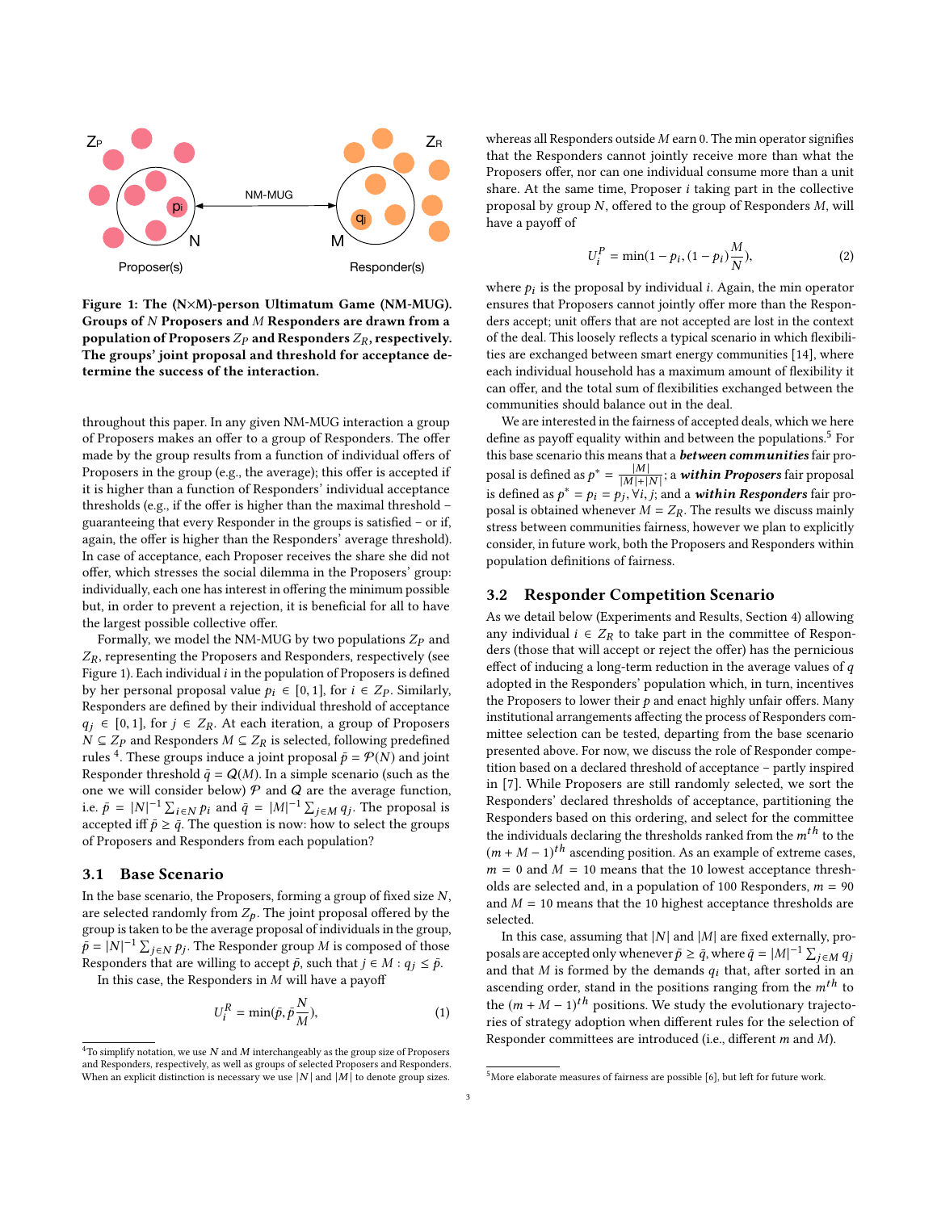Figure 1: The (N×M)-person Ultimatum Game (NM-MUG). Groups of $N$ Proposers and $M$ Responders are drawn from a population of Proposers $Z_P$ and Responders $Z_R$, respectively. The groups' joint proposal and threshold for acceptance determine the success of the interaction.

throughout this paper. In any given NM-MUG interaction a group of Proposers makes an offer to a group of Responders. The offer made by the group results from a function of individual offers of Proposers in the group (e.g., the average); this offer is accepted if it is higher than a function of Responders' individual acceptance thresholds (e.g., if the offer is higher than the maximal threshold – guaranteeing that every Responder in the groups is satisfied – or if, again, the offer is higher than the Responders' average threshold). In case of acceptance, each Proposer receives the share she did not offer, which stresses the social dilemma in the Proposers' group: individually, each one has interest in offering the minimum possible but, in order to prevent a rejection, it is beneficial for all to have the largest possible collective offer.

Formally, we model the NM-MUG by two populations $Z_P$ and $Z_R$, representing the Proposers and Responders, respectively (see Figure 1). Each individual $i$ in the population of Proposers is defined by her personal proposal value $p_i \in [0, 1]$, for $i \in Z_P$. Similarly, Responders are defined by their individual threshold of acceptance $q_j \in [0, 1]$, for $j \in Z_R$. At each iteration, a group of Proposers $N \subseteq Z_P$ and Responders $M \subseteq Z_R$ is selected, following predefined rules [4]. These groups induce a joint proposal $\bar{p} = \mathcal{P}(N)$ and joint Responder threshold $\bar{q} = \mathcal{Q}(M)$. In a simple scenario (such as the one we will consider below) $\mathcal{P}$ and $\mathcal{Q}$ are the average function, i.e. $\bar{p} = |N|^{-1} \sum_{i \in N} p_i$ and $\bar{q} = |M|^{-1} \sum_{j \in M} q_j$. The proposal is accepted iff $\bar{p} \geq \bar{q}$. The question is now: how to select the groups of Proposers and Responders from each population?

## 3.1 Base Scenario

In the base scenario, the Proposers, forming a group of fixed size $N$, are selected randomly from $Z_P$. The joint proposal offered by the group is taken to be the average proposal of individuals in the group, $\bar{p} = |N|^{-1} \sum_{j \in N} p_j$. The Responder group $M$ is composed of those Responders that are willing to accept $\bar{p}$, such that $j \in M : q_j \leq \bar{p}$.

In this case, the Responders in $M$ will have a payoff

$$U_i^R = \min(\bar{p}, \bar{p}\frac{N}{M}), \tag{1}$$

whereas all Responders outside $M$ earn 0. The min operator signifies that the Responders cannot jointly receive more than what the Proposers offer, nor can one individual consume more than a unit share. At the same time, Proposer $i$ taking part in the collective proposal by group $N$, offered to the group of Responders $M$, will have a payoff of

$$U_i^P = \min(1 - p_i, (1 - p_i)\frac{M}{N}), \tag{2}$$

where $p_i$ is the proposal by individual $i$. Again, the min operator ensures that Proposers cannot jointly offer more than the Responders accept; unit offers that are not accepted are lost in the context of the deal. This loosely reflects a typical scenario in which flexibilities are exchanged between smart energy communities [14], where each individual household has a maximum amount of flexibility it can offer, and the total sum of flexibilities exchanged between the communities should balance out in the deal.

We are interested in the fairness of accepted deals, which we here define as payoff equality within and between the populations.[5] For this base scenario this means that a ***between communities*** fair proposal is defined as $p^* = \frac{|M|}{|M|+|N|}$; a ***within Proposers*** fair proposal is defined as $p^* = p_i = p_j, \forall i, j$; and a ***within Responders*** fair proposal is obtained whenever $M = Z_R$. The results we discuss mainly stress between communities fairness, however we plan to explicitly consider, in future work, both the Proposers and Responders within population definitions of fairness.

## 3.2 Responder Competition Scenario

As we detail below (Experiments and Results, Section 4) allowing any individual $i \in Z_R$ to take part in the committee of Responders (those that will accept or reject the offer) has the pernicious effect of inducing a long-term reduction in the average values of $q$ adopted in the Responders' population which, in turn, incentives the Proposers to lower their $p$ and enact highly unfair offers. Many institutional arrangements affecting the process of Responders committee selection can be tested, departing from the base scenario presented above. For now, we discuss the role of Responder competition based on a declared threshold of acceptance – partly inspired in [7]. While Proposers are still randomly selected, we sort the Responders' declared thresholds of acceptance, partitioning the Responders based on this ordering, and select for the committee the individuals declaring the thresholds ranked from the $m^{th}$ to the $(m + M - 1)^{th}$ ascending position. As an example of extreme cases, $m = 0$ and $M = 10$ means that the 10 lowest acceptance thresholds are selected and, in a population of 100 Responders, $m = 90$ and $M = 10$ means that the 10 highest acceptance thresholds are selected.

In this case, assuming that $|N|$ and $|M|$ are fixed externally, proposals are accepted only whenever $\bar{p} \geq \bar{q}$, where $\bar{q} = |M|^{-1} \sum_{j \in M} q_j$ and that $M$ is formed by the demands $q_i$ that, after sorted in an ascending order, stand in the positions ranging from the $m^{th}$ to the $(m + M - 1)^{th}$ positions. We study the evolutionary trajectories of strategy adoption when different rules for the selection of Responder committees are introduced (i.e., different $m$ and $M$).

[4] To simplify notation, we use $N$ and $M$ interchangeably as the group size of Proposers and Responders, respectively, as well as groups of selected Proposers and Responders. When an explicit distinction is necessary we use $|N|$ and $|M|$ to denote group sizes.

[5] More elaborate measures of fairness are possible [6], but left for future work.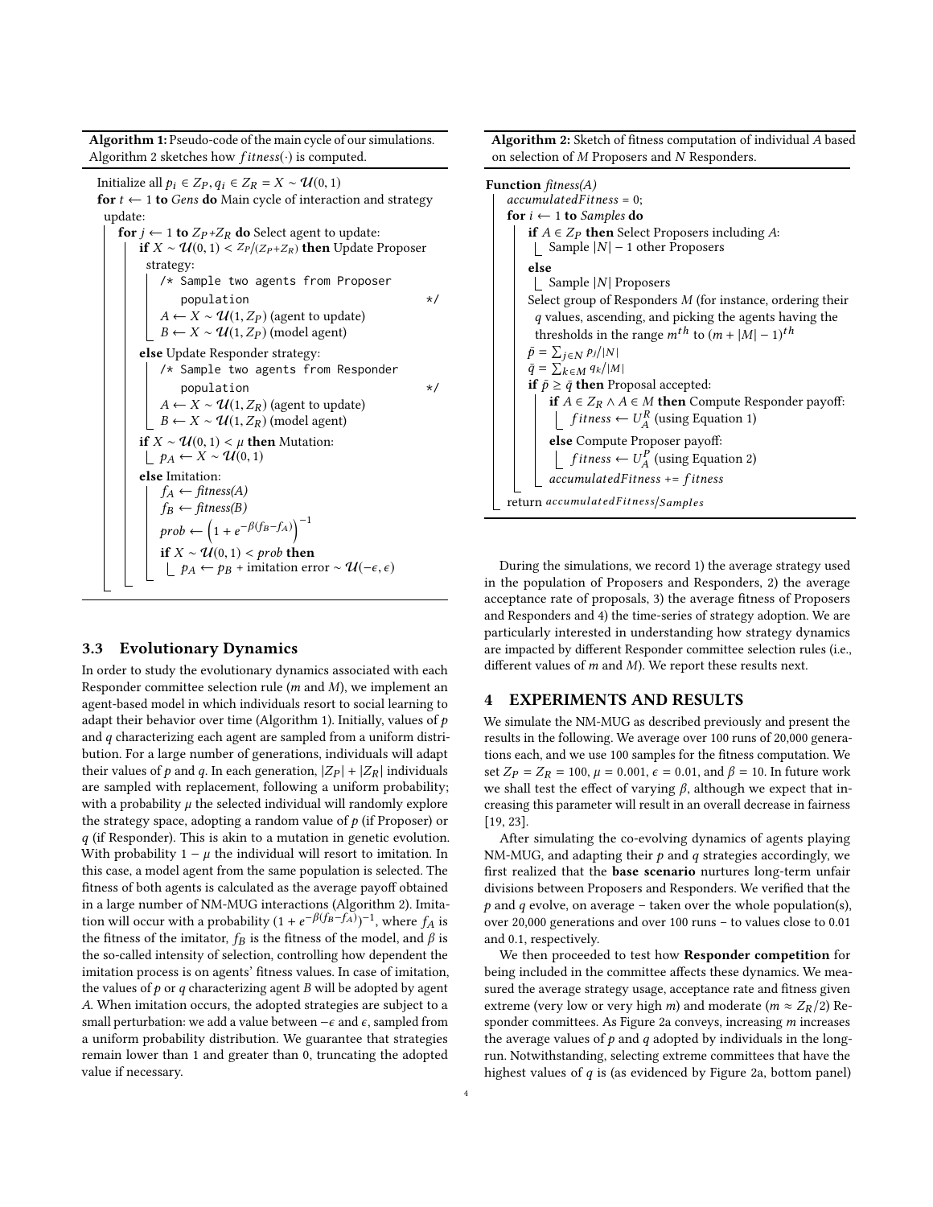**Algorithm 1:** Pseudo-code of the main cycle of our simulations. Algorithm 2 sketches how $fitness(\cdot)$ is computed.

```
Initialize all p_i ∈ Z_P, q_i ∈ Z_R = X ~ U(0,1)
for t ← 1 to Gens do Main cycle of interaction and strategy update:
    for j ← 1 to Z_P+Z_R do Select agent to update:
        if X ~ U(0,1) < Z_P/(Z_P+Z_R) then Update Proposer strategy:
            /* Sample two agents from Proposer population */
            A ← X ~ U(1, Z_P) (agent to update)
            B ← X ~ U(1, Z_P) (model agent)
        else Update Responder strategy:
            /* Sample two agents from Responder population */
            A ← X ~ U(1, Z_R) (agent to update)
            B ← X ~ U(1, Z_R) (model agent)
        if X ~ U(0,1) < μ then Mutation:
            p_A ← X ~ U(0,1)
        else Imitation:
            f_A ← fitness(A)
            f_B ← fitness(B)
            prob ← (1 + e^{-β(f_B - f_A)})^{-1}
            if X ~ U(0,1) < prob then
                p_A ← p_B + imitation error ~ U(-ε, ε)
```

**Algorithm 2:** Sketch of fitness computation of individual $A$ based on selection of $M$ Proposers and $N$ Responders.

```
Function fitness(A)
    accumulatedFitness = 0;
    for i ← 1 to Samples do
        if A ∈ Z_P then Select Proposers including A:
            Sample |N| − 1 other Proposers
        else
            Sample |N| Proposers
        Select group of Responders M (for instance, ordering their
          q values, ascending, and picking the agents having the
          thresholds in the range m^th to (m + |M| − 1)^th
        p̄ = Σ_{j∈N} p_j/|N|
        q̄ = Σ_{k∈M} q_k/|M|
        if p̄ ≥ q̄ then Proposal accepted:
            if A ∈ Z_R ∧ A ∈ M then Compute Responder payoff:
                fitness ← U_A^R (using Equation 1)
            else Compute Proposer payoff:
                fitness ← U_A^P (using Equation 2)
            accumulatedFitness += fitness
    return accumulatedFitness/Samples
```

### 3.3 Evolutionary Dynamics

In order to study the evolutionary dynamics associated with each Responder committee selection rule ($m$ and $M$), we implement an agent-based model in which individuals resort to social learning to adapt their behavior over time (Algorithm 1). Initially, values of $p$ and $q$ characterizing each agent are sampled from a uniform distribution. For a large number of generations, individuals will adapt their values of $p$ and $q$. In each generation, $|Z_P| + |Z_R|$ individuals are sampled with replacement, following a uniform probability; with a probability $\mu$ the selected individual will randomly explore the strategy space, adopting a random value of $p$ (if Proposer) or $q$ (if Responder). This is akin to a mutation in genetic evolution. With probability $1 - \mu$ the individual will resort to imitation. In this case, a model agent from the same population is selected. The fitness of both agents is calculated as the average payoff obtained in a large number of NM-MUG interactions (Algorithm 2). Imitation will occur with a probability $(1 + e^{-\beta(f_B - f_A)})^{-1}$, where $f_A$ is the fitness of the imitator, $f_B$ is the fitness of the model, and $\beta$ is the so-called intensity of selection, controlling how dependent the imitation process is on agents' fitness values. In case of imitation, the values of $p$ or $q$ characterizing agent $B$ will be adopted by agent $A$. When imitation occurs, the adopted strategies are subject to a small perturbation: we add a value between $-\epsilon$ and $\epsilon$, sampled from a uniform probability distribution. We guarantee that strategies remain lower than 1 and greater than 0, truncating the adopted value if necessary.

During the simulations, we record 1) the average strategy used in the population of Proposers and Responders, 2) the average acceptance rate of proposals, 3) the average fitness of Proposers and Responders and 4) the time-series of strategy adoption. We are particularly interested in understanding how strategy dynamics are impacted by different Responder committee selection rules (i.e., different values of $m$ and $M$). We report these results next.

## 4 EXPERIMENTS AND RESULTS

We simulate the NM-MUG as described previously and present the results in the following. We average over 100 runs of 20,000 generations each, and we use 100 samples for the fitness computation. We set $Z_P = Z_R = 100$, $\mu = 0.001$, $\epsilon = 0.01$, and $\beta = 10$. In future work we shall test the effect of varying $\beta$, although we expect that increasing this parameter will result in an overall decrease in fairness [19, 23].

After simulating the co-evolving dynamics of agents playing NM-MUG, and adapting their $p$ and $q$ strategies accordingly, we first realized that the **base scenario** nurtures long-term unfair divisions between Proposers and Responders. We verified that the $p$ and $q$ evolve, on average – taken over the whole population(s), over 20,000 generations and over 100 runs – to values close to 0.01 and 0.1, respectively.

We then proceeded to test how **Responder competition** for being included in the committee affects these dynamics. We measured the average strategy usage, acceptance rate and fitness given extreme (very low or very high $m$) and moderate ($m \approx Z_R/2$) Responder committees. As Figure 2a conveys, increasing $m$ increases the average values of $p$ and $q$ adopted by individuals in the long-run. Notwithstanding, selecting extreme committees that have the highest values of $q$ is (as evidenced by Figure 2a, bottom panel)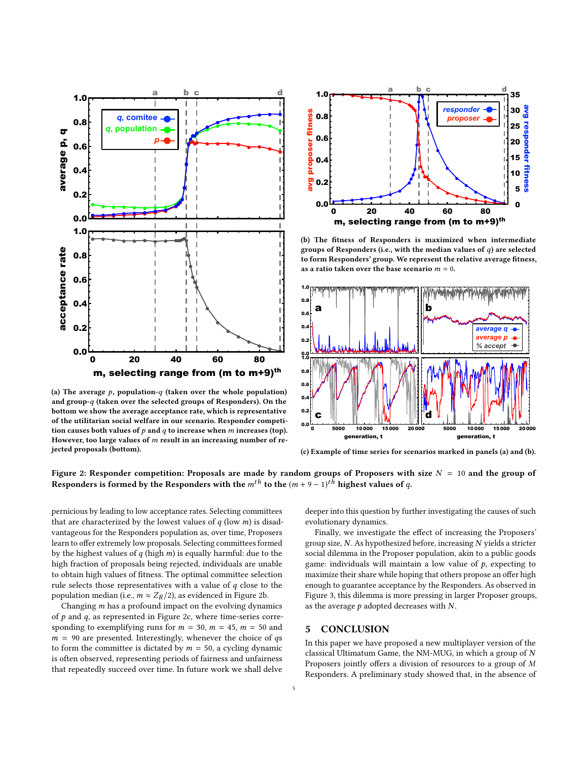(a) The average $p$, population-$q$ (taken over the whole population) and group-$q$ (taken over the selected groups of Responders). On the bottom we show the average acceptance rate, which is representative of the utilitarian social welfare in our scenario. Responder competition causes both values of $p$ and $q$ to increase when $m$ increases (top). However, too large values of $m$ result in an increasing number of rejected proposals (bottom).

(b) The fitness of Responders is maximized when intermediate groups of Responders (i.e., with the median values of $q$) are selected to form Responders' group. We represent the relative average fitness, as a ratio taken over the base scenario $m = 0$.

(c) Example of time series for scenarios marked in panels (a) and (b).

**Figure 2: Responder competition: Proposals are made by random groups of Proposers with size $N = 10$ and the group of Responders is formed by the Responders with the $m^{th}$ to the $(m + 9 - 1)^{th}$ highest values of $q$.**

pernicious by leading to low acceptance rates. Selecting committees that are characterized by the lowest values of $q$ (low $m$) is disadvantageous for the Responders population as, over time, Proposers learn to offer extremely low proposals. Selecting committees formed by the highest values of $q$ (high $m$) is equally harmful: due to the high fraction of proposals being rejected, individuals are unable to obtain high values of fitness. The optimal committee selection rule selects those representatives with a value of $q$ close to the population median (i.e., $m \approx Z_R/2$), as evidenced in Figure 2b.

Changing $m$ has a profound impact on the evolving dynamics of $p$ and $q$, as represented in Figure 2c, where time-series corresponding to exemplifying runs for $m = 30$, $m = 45$, $m = 50$ and $m = 90$ are presented. Interestingly, whenever the choice of $q$s to form the committee is dictated by $m = 50$, a cycling dynamic is often observed, representing periods of fairness and unfairness that repeatedly succeed over time. In future work we shall delve deeper into this question by further investigating the causes of such evolutionary dynamics.

Finally, we investigate the effect of increasing the Proposers' group size, $N$. As hypothesized before, increasing $N$ yields a stricter social dilemma in the Proposer population, akin to a public goods game: individuals will maintain a low value of $p$, expecting to maximize their share while hoping that others propose an offer high enough to guarantee acceptance by the Responders. As observed in Figure 3, this dilemma is more pressing in larger Proposer groups, as the average $p$ adopted decreases with $N$.

## 5 CONCLUSION

In this paper we have proposed a new multiplayer version of the classical Ultimatum Game, the NM-MUG, in which a group of $N$ Proposers jointly offers a division of resources to a group of $M$ Responders. A preliminary study showed that, in the absence of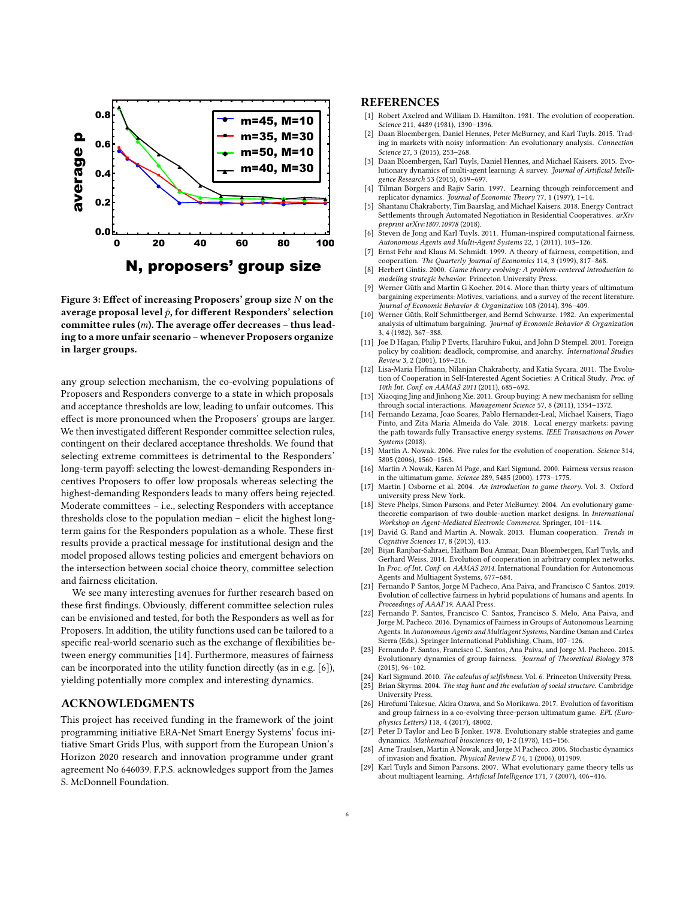average p

0.0
0.2
0.4
0.6
0.8

0
20
40
60
80
100

N, proposers' group size

m=45, M=10
m=35, M=30
m=50, M=10
m=40, M=30

**Figure 3: Effect of increasing Proposers' group size $N$ on the average proposal level $\bar{p}$, for different Responders' selection committee rules ($m$). The average offer decreases – thus leading to a more unfair scenario – whenever Proposers organize in larger groups.**

any group selection mechanism, the co-evolving populations of Proposers and Responders converge to a state in which proposals and acceptance thresholds are low, leading to unfair outcomes. This effect is more pronounced when the Proposers' groups are larger. We then investigated different Responder committee selection rules, contingent on their declared acceptance thresholds. We found that selecting extreme committees is detrimental to the Responders' long-term payoff: selecting the lowest-demanding Responders incentives Proposers to offer low proposals whereas selecting the highest-demanding Responders leads to many offers being rejected. Moderate committees – i.e., selecting Responders with acceptance thresholds close to the population median – elicit the highest long-term gains for the Responders population as a whole. These first results provide a practical message for institutional design and the model proposed allows testing policies and emergent behaviors on the intersection between social choice theory, committee selection and fairness elicitation.

We see many interesting avenues for further research based on these first findings. Obviously, different committee selection rules can be envisioned and tested, for both the Responders as well as for Proposers. In addition, the utility functions used can be tailored to a specific real-world scenario such as the exchange of flexibilities between energy communities [14]. Furthermore, measures of fairness can be incorporated into the utility function directly (as in e.g. [6]), yielding potentially more complex and interesting dynamics.

## ACKNOWLEDGMENTS

This project has received funding in the framework of the joint programming initiative ERA-Net Smart Energy Systems' focus initiative Smart Grids Plus, with support from the European Union's Horizon 2020 research and innovation programme under grant agreement No 646039. F.P.S. acknowledges support from the James S. McDonnell Foundation.

## REFERENCES

[1] Robert Axelrod and William D. Hamilton. 1981. The evolution of cooperation. *Science* 211, 4489 (1981), 1390–1396.

[2] Daan Bloembergen, Daniel Hennes, Peter McBurney, and Karl Tuyls. 2015. Trading in markets with noisy information: An evolutionary analysis. *Connection Science* 27, 3 (2015), 253–268.

[3] Daan Bloembergen, Karl Tuyls, Daniel Hennes, and Michael Kaisers. 2015. Evolutionary dynamics of multi-agent learning: A survey. *Journal of Artificial Intelligence Research* 53 (2015), 659–697.

[4] Tilman Börgers and Rajiv Sarin. 1997. Learning through reinforcement and replicator dynamics. *Journal of Economic Theory* 77, 1 (1997), 1–14.

[5] Shantanu Chakraborty, Tim Baarslag, and Michael Kaisers. 2018. Energy Contract Settlements through Automated Negotiation in Residential Cooperatives. *arXiv preprint arXiv:1807.10978* (2018).

[6] Steven de Jong and Karl Tuyls. 2011. Human-inspired computational fairness. *Autonomous Agents and Multi-Agent Systems* 22, 1 (2011), 103–126.

[7] Ernst Fehr and Klaus M. Schmidt. 1999. A theory of fairness, competition, and cooperation. *The Quarterly Journal of Economics* 114, 3 (1999), 817–868.

[8] Herbert Gintis. 2000. *Game theory evolving: A problem-centered introduction to modeling strategic behavior.* Princeton University Press.

[9] Werner Güth and Martin G Kocher. 2014. More than thirty years of ultimatum bargaining experiments: Motives, variations, and a survey of the recent literature. *Journal of Economic Behavior & Organization* 108 (2014), 396–409.

[10] Werner Güth, Rolf Schmittberger, and Bernd Schwarze. 1982. An experimental analysis of ultimatum bargaining. *Journal of Economic Behavior & Organization* 3, 4 (1982), 367–388.

[11] Joe D Hagan, Philip P Everts, Haruhiro Fukui, and John D Stempel. 2001. Foreign policy by coalition: deadlock, compromise, and anarchy. *International Studies Review* 3, 2 (2001), 169–216.

[12] Lisa-Maria Hofmann, Nilanjan Chakraborty, and Katia Sycara. 2011. The Evolution of Cooperation in Self-Interested Agent Societies: A Critical Study. *Proc. of 10th Int. Conf. on AAMAS 2011* (2011), 685–692.

[13] Xiaoqing Jing and Jinhong Xie. 2011. Group buying: A new mechanism for selling through social interactions. *Management Science* 57, 8 (2011), 1354–1372.

[14] Fernando Lezama, Joao Soares, Pablo Hernandez-Leal, Michael Kaisers, Tiago Pinto, and Zita Maria Almeida do Vale. 2018. Local energy markets: paving the path towards fully Transactive energy systems. *IEEE Transactions on Power Systems* (2018).

[15] Martin A. Nowak. 2006. Five rules for the evolution of cooperation. *Science* 314, 5805 (2006), 1560–1563.

[16] Martin A Nowak, Karen M Page, and Karl Sigmund. 2000. Fairness versus reason in the ultimatum game. *Science* 289, 5485 (2000), 1773–1775.

[17] Martin J Osborne et al. 2004. *An introduction to game theory.* Vol. 3. Oxford university press New York.

[18] Steve Phelps, Simon Parsons, and Peter McBurney. 2004. An evolutionary game-theoretic comparison of two double-auction market designs. In *International Workshop on Agent-Mediated Electronic Commerce*. Springer, 101–114.

[19] David G. Rand and Martin A. Nowak. 2013. Human cooperation. *Trends in Cognitive Sciences* 17, 8 (2013), 413.

[20] Bijan Ranjbar-Sahraei, Haitham Bou Ammar, Daan Bloembergen, Karl Tuyls, and Gerhard Weiss. 2014. Evolution of cooperation in arbitrary complex networks. In *Proc. of Int. Conf. on AAMAS 2014*. International Foundation for Autonomous Agents and Multiagent Systems, 677–684.

[21] Fernando P Santos, Jorge M Pacheco, Ana Paiva, and Francisco C Santos. 2019. Evolution of collective fairness in hybrid populations of humans and agents. In *Proceedings of AAAI'19*. AAAI Press.

[22] Fernando P. Santos, Francisco C. Santos, Francisco S. Melo, Ana Paiva, and Jorge M. Pacheco. 2016. Dynamics of Fairness in Groups of Autonomous Learning Agents. In *Autonomous Agents and Multiagent Systems*, Nardine Osman and Carles Sierra (Eds.). Springer International Publishing, Cham, 107–126.

[23] Fernando P. Santos, Francisco C. Santos, Ana Paiva, and Jorge M. Pacheco. 2015. Evolutionary dynamics of group fairness. *Journal of Theoretical Biology* 378 (2015), 96–102.

[24] Karl Sigmund. 2010. *The calculus of selfishness*. Vol. 6. Princeton University Press.

[25] Brian Skyrms. 2004. *The stag hunt and the evolution of social structure.* Cambridge University Press.

[26] Hirofumi Takesue, Akira Ozawa, and So Morikawa. 2017. Evolution of favoritism and group fairness in a co-evolving three-person ultimatum game. *EPL (Europhysics Letters)* 118, 4 (2017), 48002.

[27] Peter D Taylor and Leo B Jonker. 1978. Evolutionary stable strategies and game dynamics. *Mathematical biosciences* 40, 1-2 (1978), 145–156.

[28] Arne Traulsen, Martin A Nowak, and Jorge M Pacheco. 2006. Stochastic dynamics of invasion and fixation. *Physical Review E* 74, 1 (2006), 011909.

[29] Karl Tuyls and Simon Parsons. 2007. What evolutionary game theory tells us about multiagent learning. *Artificial Intelligence* 171, 7 (2007), 406–416.